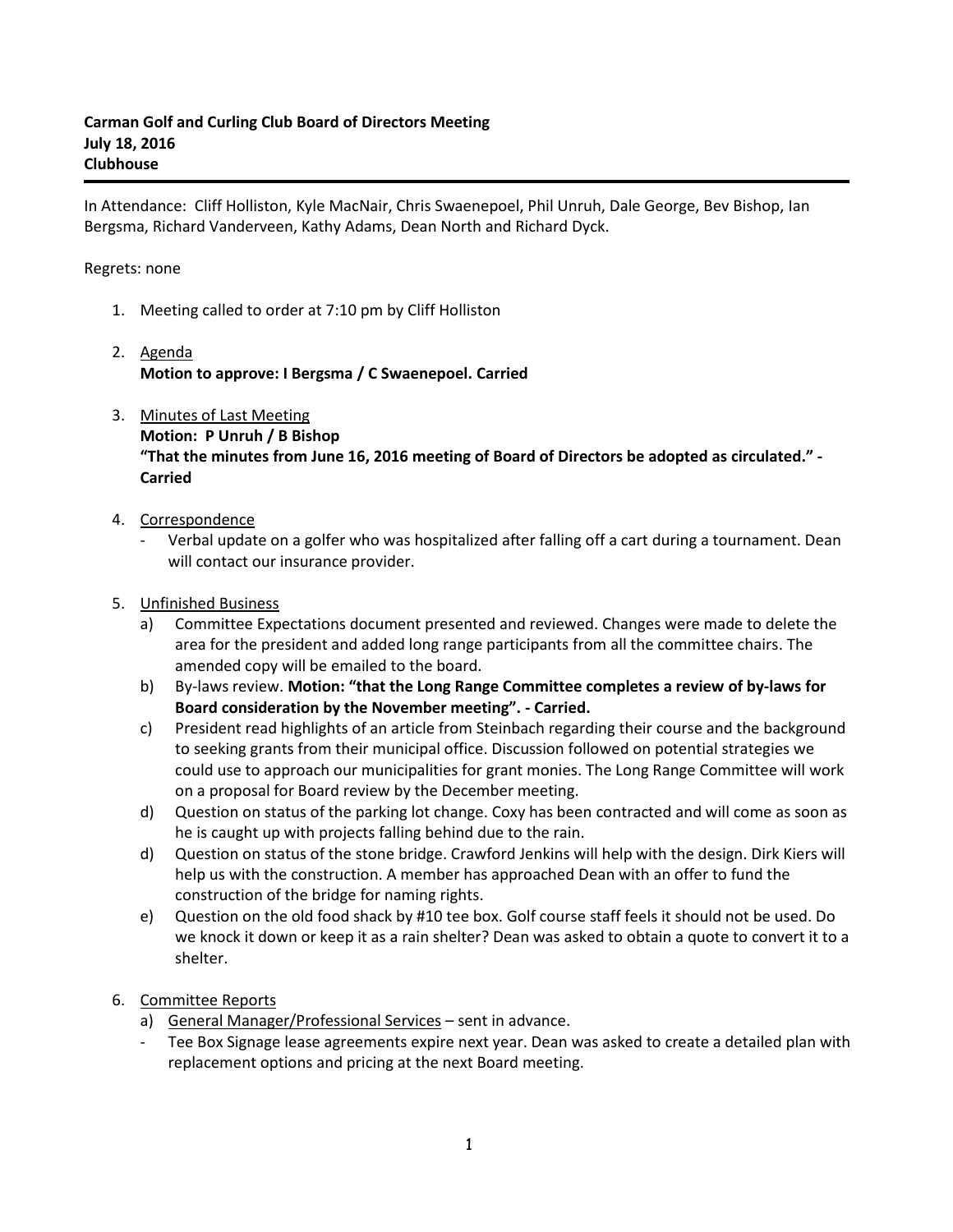**Carman Golf and Curling Club Board of Directors Meeting**
**July 18, 2016**
**Clubhouse**

---

In Attendance: Cliff Holliston, Kyle MacNair, Chris Swaenepoel, Phil Unruh, Dale George, Bev Bishop, Ian Bergsma, Richard Vanderveen, Kathy Adams, Dean North and Richard Dyck.

Regrets: none

1. Meeting called to order at 7:10 pm by Cliff Holliston

2. Agenda
   **Motion to approve: I Bergsma / C Swaenepoel. Carried**

3. Minutes of Last Meeting
   **Motion: P Unruh / B Bishop**
   **"That the minutes from June 16, 2016 meeting of Board of Directors be adopted as circulated." - Carried**

4. Correspondence
   - Verbal update on a golfer who was hospitalized after falling off a cart during a tournament. Dean will contact our insurance provider.

5. Unfinished Business
   a) Committee Expectations document presented and reviewed. Changes were made to delete the area for the president and added long range participants from all the committee chairs. The amended copy will be emailed to the board.
   b) By-laws review. **Motion: "that the Long Range Committee completes a review of by-laws for Board consideration by the November meeting". - Carried.**
   c) President read highlights of an article from Steinbach regarding their course and the background to seeking grants from their municipal office. Discussion followed on potential strategies we could use to approach our municipalities for grant monies. The Long Range Committee will work on a proposal for Board review by the December meeting.
   d) Question on status of the parking lot change. Coxy has been contracted and will come as soon as he is caught up with projects falling behind due to the rain.
   d) Question on status of the stone bridge. Crawford Jenkins will help with the design. Dirk Kiers will help us with the construction. A member has approached Dean with an offer to fund the construction of the bridge for naming rights.
   e) Question on the old food shack by #10 tee box. Golf course staff feels it should not be used. Do we knock it down or keep it as a rain shelter? Dean was asked to obtain a quote to convert it to a shelter.

6. Committee Reports
   a) General Manager/Professional Services – sent in advance.
   - Tee Box Signage lease agreements expire next year. Dean was asked to create a detailed plan with replacement options and pricing at the next Board meeting.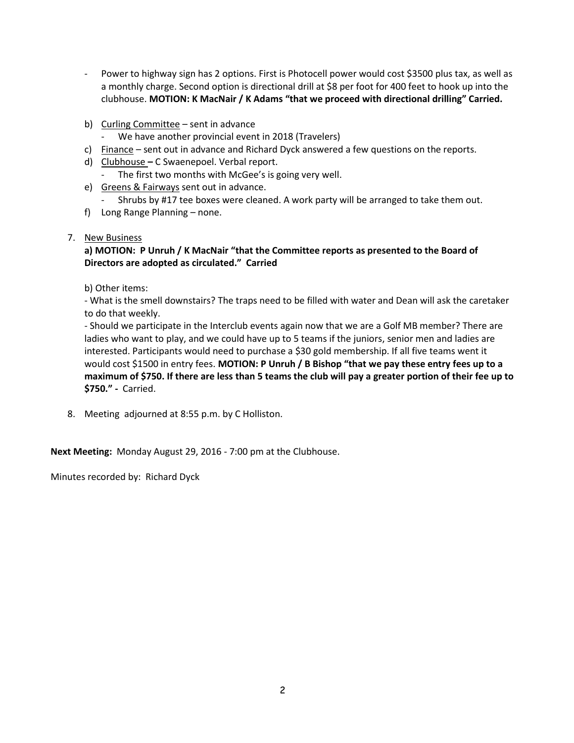- Power to highway sign has 2 options. First is Photocell power would cost $3500 plus tax, as well as a monthly charge. Second option is directional drill at $8 per foot for 400 feet to hook up into the clubhouse. **MOTION: K MacNair / K Adams "that we proceed with directional drilling" Carried.**

b) Curling Committee – sent in advance
   - We have another provincial event in 2018 (Travelers)

c) Finance – sent out in advance and Richard Dyck answered a few questions on the reports.

d) Clubhouse – C Swaenepoel. Verbal report.
   - The first two months with McGee's is going very well.

e) Greens & Fairways sent out in advance.
   - Shrubs by #17 tee boxes were cleaned. A work party will be arranged to take them out.

f) Long Range Planning – none.

7. New Business

**a) MOTION: P Unruh / K MacNair "that the Committee reports as presented to the Board of Directors are adopted as circulated." Carried**

b) Other items:

- What is the smell downstairs? The traps need to be filled with water and Dean will ask the caretaker to do that weekly.

- Should we participate in the Interclub events again now that we are a Golf MB member? There are ladies who want to play, and we could have up to 5 teams if the juniors, senior men and ladies are interested. Participants would need to purchase a $30 gold membership. If all five teams went it would cost $1500 in entry fees. **MOTION: P Unruh / B Bishop "that we pay these entry fees up to a maximum of $750. If there are less than 5 teams the club will pay a greater portion of their fee up to $750." -** Carried.

8. Meeting adjourned at 8:55 p.m. by C Holliston.

**Next Meeting:** Monday August 29, 2016 - 7:00 pm at the Clubhouse.

Minutes recorded by: Richard Dyck